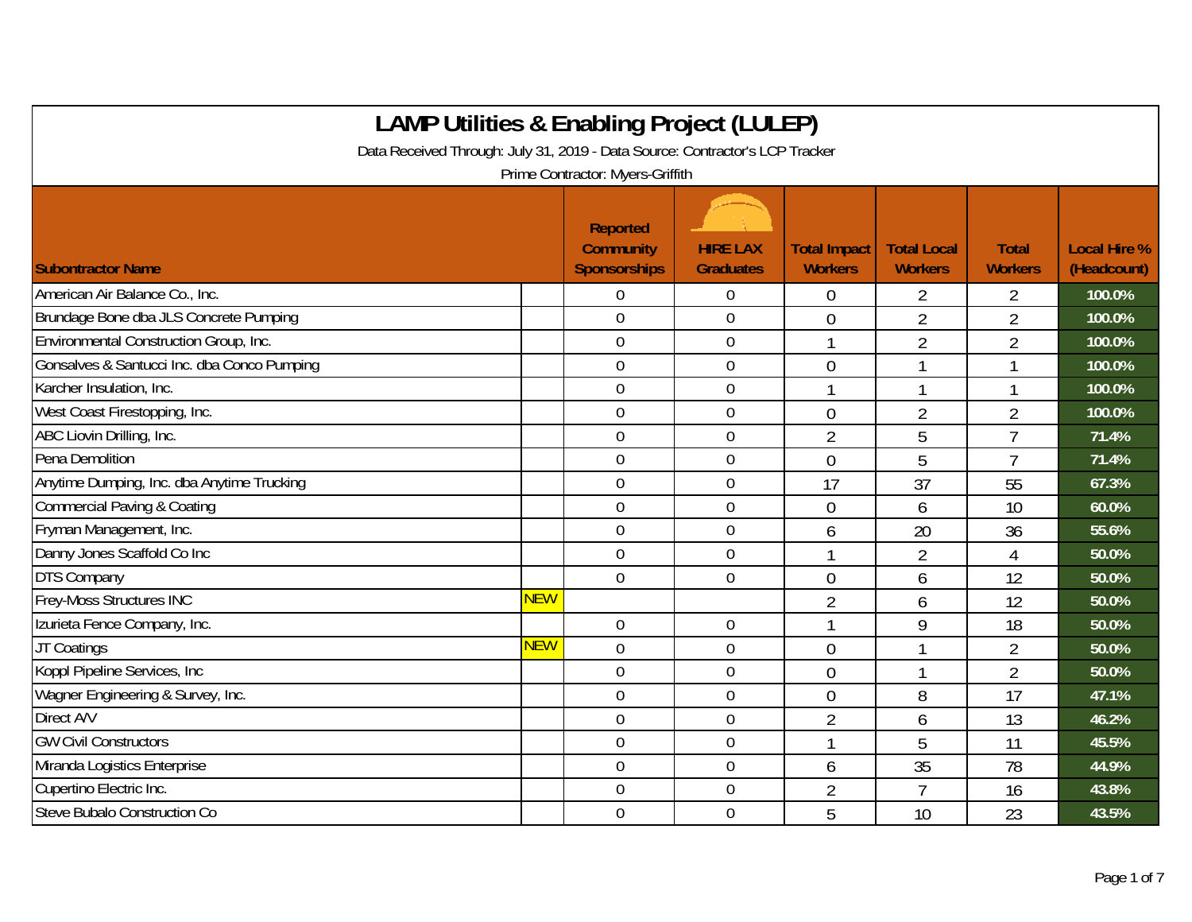# LAMP Utilities & Enabling Project (LULEP)

Data Received Through: July 31, 2019 - Data Source: Contractor's LCP Tracker

Prime Contractor: Myers-Griffith

| Subontractor Name | | Reported Community Sponsorships | HIRE LAX Graduates | Total Impact Workers | Total Local Workers | Total Workers | Local Hire % (Headcount) |
|---|---|---|---|---|---|---|---|
| American Air Balance Co., Inc. | | 0 | 0 | 0 | 2 | 2 | 100.0% |
| Brundage Bone dba JLS Concrete Pumping | | 0 | 0 | 0 | 2 | 2 | 100.0% |
| Environmental Construction Group, Inc. | | 0 | 0 | 1 | 2 | 2 | 100.0% |
| Gonsalves & Santucci Inc. dba Conco Pumping | | 0 | 0 | 0 | 1 | 1 | 100.0% |
| Karcher Insulation, Inc. | | 0 | 0 | 1 | 1 | 1 | 100.0% |
| West Coast Firestopping, Inc. | | 0 | 0 | 0 | 2 | 2 | 100.0% |
| ABC Liovin Drilling, Inc. | | 0 | 0 | 2 | 5 | 7 | 71.4% |
| Pena Demolition | | 0 | 0 | 0 | 5 | 7 | 71.4% |
| Anytime Dumping, Inc. dba Anytime Trucking | | 0 | 0 | 17 | 37 | 55 | 67.3% |
| Commercial Paving & Coating | | 0 | 0 | 0 | 6 | 10 | 60.0% |
| Fryman Management, Inc. | | 0 | 0 | 6 | 20 | 36 | 55.6% |
| Danny Jones Scaffold Co Inc | | 0 | 0 | 1 | 2 | 4 | 50.0% |
| DTS Company | | 0 | 0 | 0 | 6 | 12 | 50.0% |
| Frey-Moss Structures INC | NEW | | | 2 | 6 | 12 | 50.0% |
| Izurieta Fence Company, Inc. | | 0 | 0 | 1 | 9 | 18 | 50.0% |
| JT Coatings | NEW | 0 | 0 | 0 | 1 | 2 | 50.0% |
| Koppl Pipeline Services, Inc | | 0 | 0 | 0 | 1 | 2 | 50.0% |
| Wagner Engineering & Survey, Inc. | | 0 | 0 | 0 | 8 | 17 | 47.1% |
| Direct A/V | | 0 | 0 | 2 | 6 | 13 | 46.2% |
| GW Civil Constructors | | 0 | 0 | 1 | 5 | 11 | 45.5% |
| Miranda Logistics Enterprise | | 0 | 0 | 6 | 35 | 78 | 44.9% |
| Cupertino Electric Inc. | | 0 | 0 | 2 | 7 | 16 | 43.8% |
| Steve Bubalo Construction Co | | 0 | 0 | 5 | 10 | 23 | 43.5% |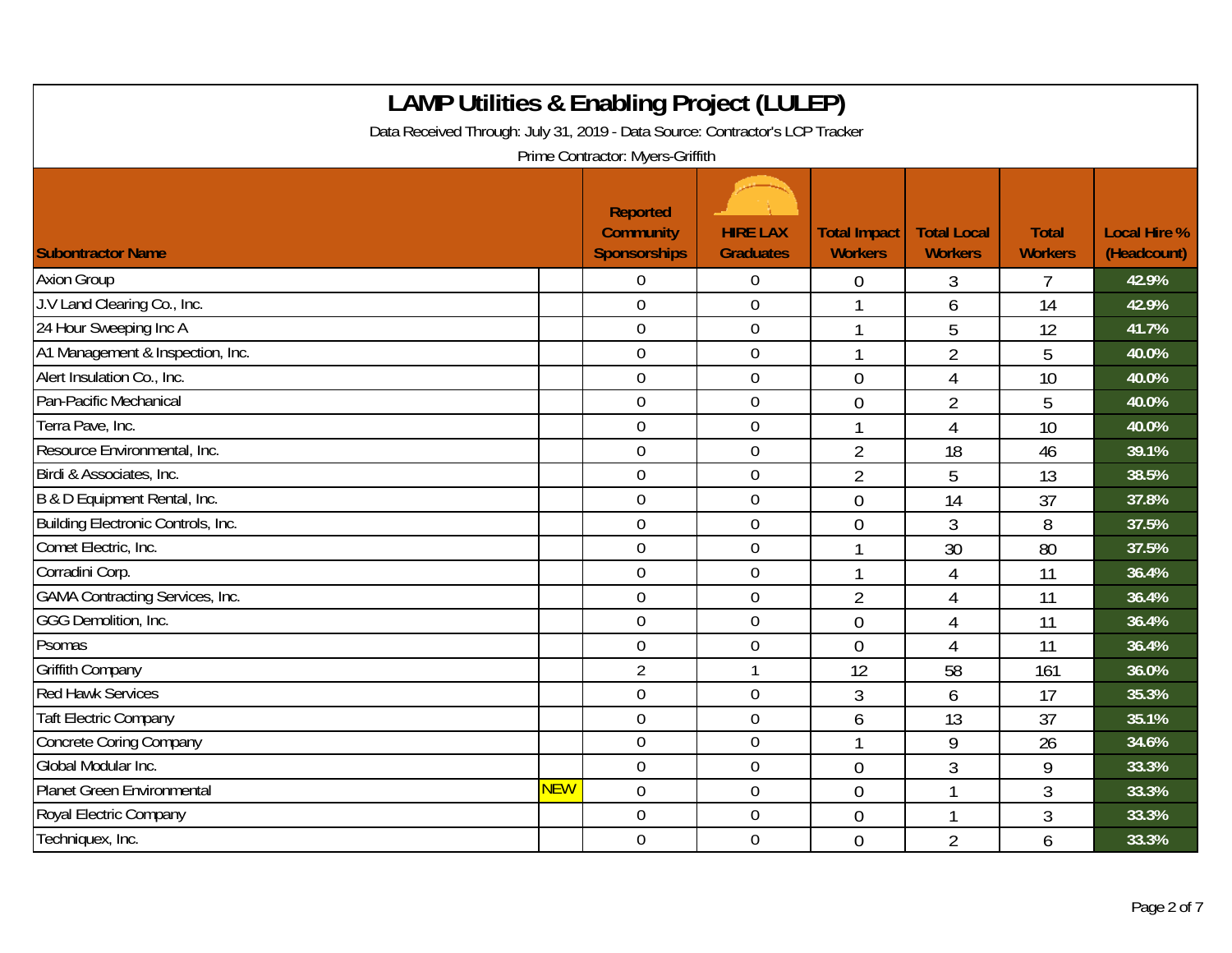# LAMP Utilities & Enabling Project (LULEP)

Data Received Through: July 31, 2019 - Data Source: Contractor's LCP Tracker

Prime Contractor: Myers-Griffith

| Subontractor Name | | Reported Community Sponsorships | HIRE LAX Graduates | Total Impact Workers | Total Local Workers | Total Workers | Local Hire % (Headcount) |
|---|---|---|---|---|---|---|---|
| Axion Group | | 0 | 0 | 0 | 3 | 7 | 42.9% |
| J.V Land Clearing Co., Inc. | | 0 | 0 | 1 | 6 | 14 | 42.9% |
| 24 Hour Sweeping Inc A | | 0 | 0 | 1 | 5 | 12 | 41.7% |
| A1 Management & Inspection, Inc. | | 0 | 0 | 1 | 2 | 5 | 40.0% |
| Alert Insulation Co., Inc. | | 0 | 0 | 0 | 4 | 10 | 40.0% |
| Pan-Pacific Mechanical | | 0 | 0 | 0 | 2 | 5 | 40.0% |
| Terra Pave, Inc. | | 0 | 0 | 1 | 4 | 10 | 40.0% |
| Resource Environmental, Inc. | | 0 | 0 | 2 | 18 | 46 | 39.1% |
| Birdi & Associates, Inc. | | 0 | 0 | 2 | 5 | 13 | 38.5% |
| B & D Equipment Rental, Inc. | | 0 | 0 | 0 | 14 | 37 | 37.8% |
| Building Electronic Controls, Inc. | | 0 | 0 | 0 | 3 | 8 | 37.5% |
| Comet Electric, Inc. | | 0 | 0 | 1 | 30 | 80 | 37.5% |
| Corradini Corp. | | 0 | 0 | 1 | 4 | 11 | 36.4% |
| GAMA Contracting Services, Inc. | | 0 | 0 | 2 | 4 | 11 | 36.4% |
| GGG Demolition, Inc. | | 0 | 0 | 0 | 4 | 11 | 36.4% |
| Psomas | | 0 | 0 | 0 | 4 | 11 | 36.4% |
| Griffith Company | | 2 | 1 | 12 | 58 | 161 | 36.0% |
| Red Hawk Services | | 0 | 0 | 3 | 6 | 17 | 35.3% |
| Taft Electric Company | | 0 | 0 | 6 | 13 | 37 | 35.1% |
| Concrete Coring Company | | 0 | 0 | 1 | 9 | 26 | 34.6% |
| Global Modular Inc. | | 0 | 0 | 0 | 3 | 9 | 33.3% |
| Planet Green Environmental | NEW | 0 | 0 | 0 | 1 | 3 | 33.3% |
| Royal Electric Company | | 0 | 0 | 0 | 1 | 3 | 33.3% |
| Techniquex, Inc. | | 0 | 0 | 0 | 2 | 6 | 33.3% |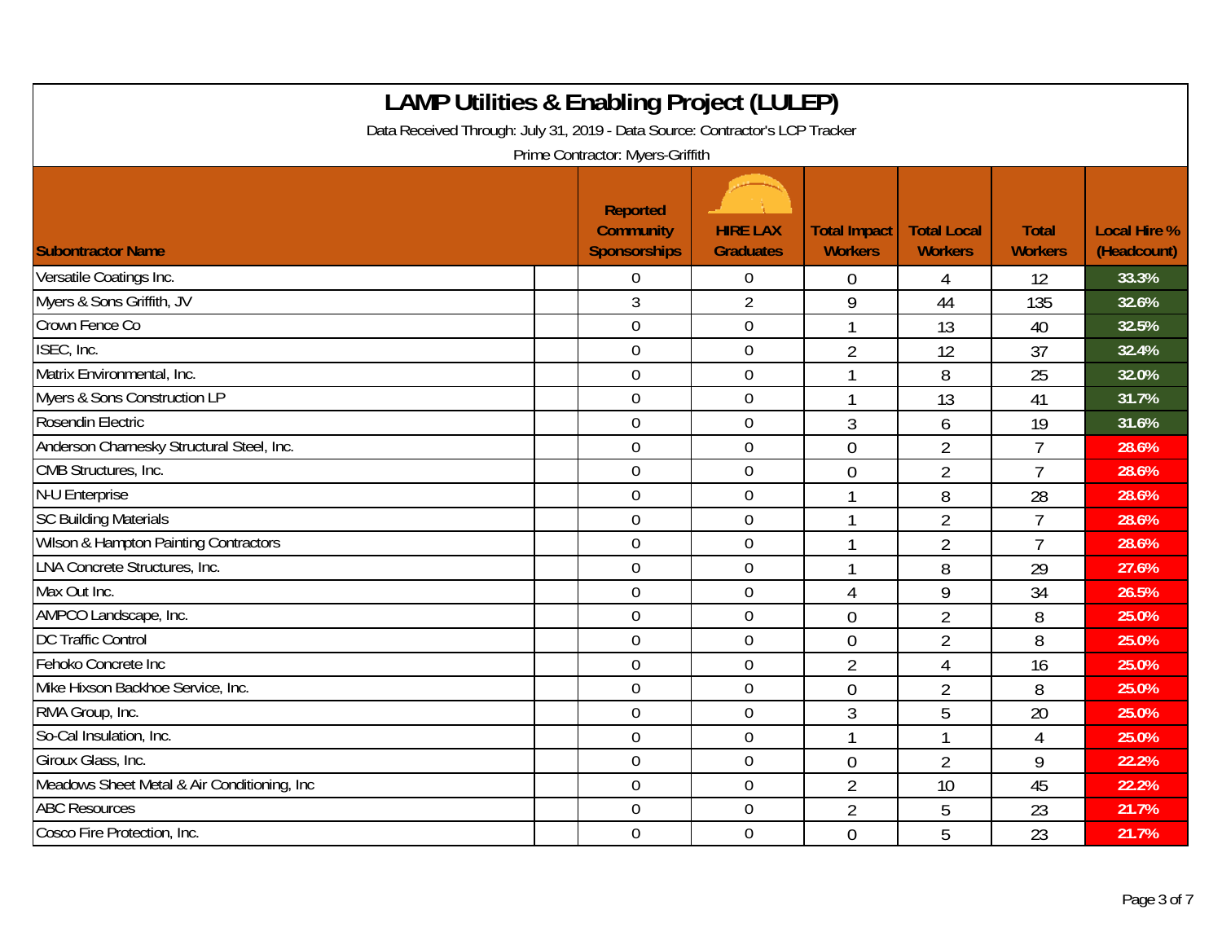# LAMP Utilities & Enabling Project (LULEP)

Data Received Through: July 31, 2019 - Data Source: Contractor's LCP Tracker

Prime Contractor: Myers-Griffith

| Subontractor Name | Reported Community Sponsorships | HIRE LAX Graduates | Total Impact Workers | Total Local Workers | Total Workers | Local Hire % (Headcount) |
|---|---|---|---|---|---|---|
| Versatile Coatings Inc. | 0 | 0 | 0 | 4 | 12 | 33.3% |
| Myers & Sons Griffith, JV | 3 | 2 | 9 | 44 | 135 | 32.6% |
| Crown Fence Co | 0 | 0 | 1 | 13 | 40 | 32.5% |
| ISEC, Inc. | 0 | 0 | 2 | 12 | 37 | 32.4% |
| Matrix Environmental, Inc. | 0 | 0 | 1 | 8 | 25 | 32.0% |
| Myers & Sons Construction LP | 0 | 0 | 1 | 13 | 41 | 31.7% |
| Rosendin Electric | 0 | 0 | 3 | 6 | 19 | 31.6% |
| Anderson Charnesky Structural Steel, Inc. | 0 | 0 | 0 | 2 | 7 | 28.6% |
| CMB Structures, Inc. | 0 | 0 | 0 | 2 | 7 | 28.6% |
| N-U Enterprise | 0 | 0 | 1 | 8 | 28 | 28.6% |
| SC Building Materials | 0 | 0 | 1 | 2 | 7 | 28.6% |
| Wilson & Hampton Painting Contractors | 0 | 0 | 1 | 2 | 7 | 28.6% |
| LNA Concrete Structures, Inc. | 0 | 0 | 1 | 8 | 29 | 27.6% |
| Max Out Inc. | 0 | 0 | 4 | 9 | 34 | 26.5% |
| AMPCO Landscape, Inc. | 0 | 0 | 0 | 2 | 8 | 25.0% |
| DC Traffic Control | 0 | 0 | 0 | 2 | 8 | 25.0% |
| Fehoko Concrete Inc | 0 | 0 | 2 | 4 | 16 | 25.0% |
| Mike Hixson Backhoe Service, Inc. | 0 | 0 | 0 | 2 | 8 | 25.0% |
| RMA Group, Inc. | 0 | 0 | 3 | 5 | 20 | 25.0% |
| So-Cal Insulation, Inc. | 0 | 0 | 1 | 1 | 4 | 25.0% |
| Giroux Glass, Inc. | 0 | 0 | 0 | 2 | 9 | 22.2% |
| Meadows Sheet Metal & Air Conditioning, Inc | 0 | 0 | 2 | 10 | 45 | 22.2% |
| ABC Resources | 0 | 0 | 2 | 5 | 23 | 21.7% |
| Cosco Fire Protection, Inc. | 0 | 0 | 0 | 5 | 23 | 21.7% |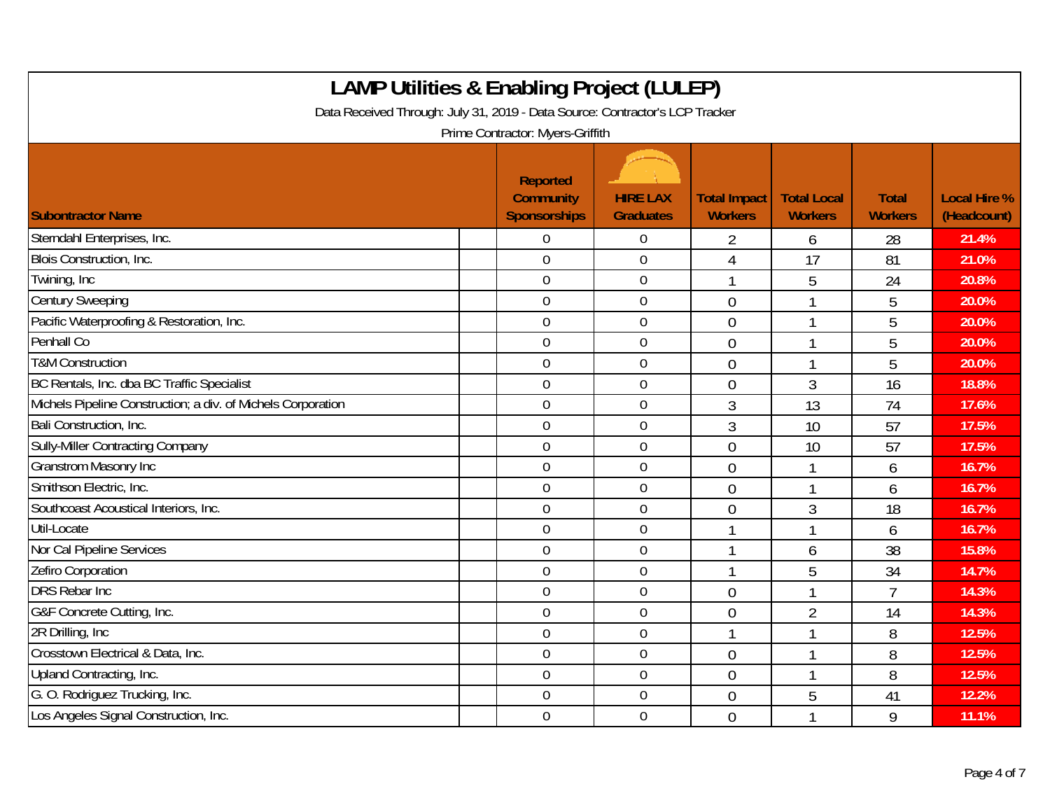# LAMP Utilities & Enabling Project (LULEP)

Data Received Through: July 31, 2019 - Data Source: Contractor's LCP Tracker

Prime Contractor: Myers-Griffith

| Subontractor Name | Reported Community Sponsorships | HIRE LAX Graduates | Total Impact Workers | Total Local Workers | Total Workers | Local Hire % (Headcount) |
|---|---|---|---|---|---|---|
| Sterndahl Enterprises, Inc. | 0 | 0 | 2 | 6 | 28 | 21.4% |
| Blois Construction, Inc. | 0 | 0 | 4 | 17 | 81 | 21.0% |
| Twining, Inc | 0 | 0 | 1 | 5 | 24 | 20.8% |
| Century Sweeping | 0 | 0 | 0 | 1 | 5 | 20.0% |
| Pacific Waterproofing & Restoration, Inc. | 0 | 0 | 0 | 1 | 5 | 20.0% |
| Penhall Co | 0 | 0 | 0 | 1 | 5 | 20.0% |
| T&M Construction | 0 | 0 | 0 | 1 | 5 | 20.0% |
| BC Rentals, Inc. dba BC Traffic Specialist | 0 | 0 | 0 | 3 | 16 | 18.8% |
| Michels Pipeline Construction; a div. of Michels Corporation | 0 | 0 | 3 | 13 | 74 | 17.6% |
| Bali Construction, Inc. | 0 | 0 | 3 | 10 | 57 | 17.5% |
| Sully-Miller Contracting Company | 0 | 0 | 0 | 10 | 57 | 17.5% |
| Granstrom Masonry Inc | 0 | 0 | 0 | 1 | 6 | 16.7% |
| Smithson Electric, Inc. | 0 | 0 | 0 | 1 | 6 | 16.7% |
| Southcoast Acoustical Interiors, Inc. | 0 | 0 | 0 | 3 | 18 | 16.7% |
| Util-Locate | 0 | 0 | 1 | 1 | 6 | 16.7% |
| Nor Cal Pipeline Services | 0 | 0 | 1 | 6 | 38 | 15.8% |
| Zefiro Corporation | 0 | 0 | 1 | 5 | 34 | 14.7% |
| DRS Rebar Inc | 0 | 0 | 0 | 1 | 7 | 14.3% |
| G&F Concrete Cutting, Inc. | 0 | 0 | 0 | 2 | 14 | 14.3% |
| 2R Drilling, Inc | 0 | 0 | 1 | 1 | 8 | 12.5% |
| Crosstown Electrical & Data, Inc. | 0 | 0 | 0 | 1 | 8 | 12.5% |
| Upland Contracting, Inc. | 0 | 0 | 0 | 1 | 8 | 12.5% |
| G. O. Rodriguez Trucking, Inc. | 0 | 0 | 0 | 5 | 41 | 12.2% |
| Los Angeles Signal Construction, Inc. | 0 | 0 | 0 | 1 | 9 | 11.1% |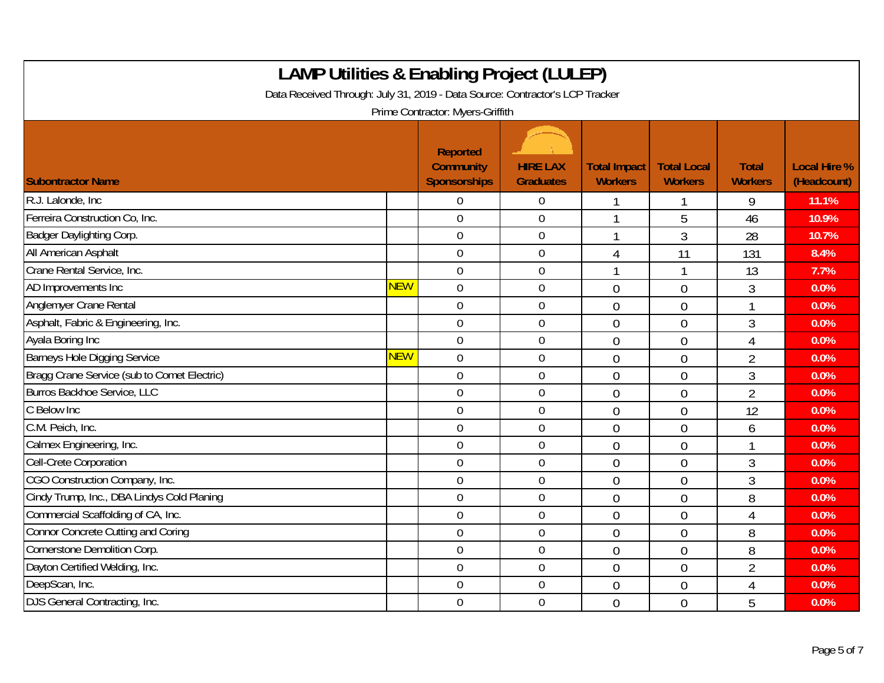# LAMP Utilities & Enabling Project (LULEP)

Data Received Through: July 31, 2019 - Data Source: Contractor's LCP Tracker

Prime Contractor: Myers-Griffith

| Subontractor Name | | Reported Community Sponsorships | HIRE LAX Graduates | Total Impact Workers | Total Local Workers | Total Workers | Local Hire % (Headcount) |
|---|---|---|---|---|---|---|---|
| R.J. Lalonde, Inc | | 0 | 0 | 1 | 1 | 9 | 11.1% |
| Ferreira Construction Co, Inc. | | 0 | 0 | 1 | 5 | 46 | 10.9% |
| Badger Daylighting Corp. | | 0 | 0 | 1 | 3 | 28 | 10.7% |
| All American Asphalt | | 0 | 0 | 4 | 11 | 131 | 8.4% |
| Crane Rental Service, Inc. | | 0 | 0 | 1 | 1 | 13 | 7.7% |
| AD Improvements Inc | NEW | 0 | 0 | 0 | 0 | 3 | 0.0% |
| Anglemyer Crane Rental | | 0 | 0 | 0 | 0 | 1 | 0.0% |
| Asphalt, Fabric & Engineering, Inc. | | 0 | 0 | 0 | 0 | 3 | 0.0% |
| Ayala Boring Inc | | 0 | 0 | 0 | 0 | 4 | 0.0% |
| Barneys Hole Digging Service | NEW | 0 | 0 | 0 | 0 | 2 | 0.0% |
| Bragg Crane Service (sub to Comet Electric) | | 0 | 0 | 0 | 0 | 3 | 0.0% |
| Burros Backhoe Service, LLC | | 0 | 0 | 0 | 0 | 2 | 0.0% |
| C Below Inc | | 0 | 0 | 0 | 0 | 12 | 0.0% |
| C.M. Peich, Inc. | | 0 | 0 | 0 | 0 | 6 | 0.0% |
| Calmex Engineering, Inc. | | 0 | 0 | 0 | 0 | 1 | 0.0% |
| Cell-Crete Corporation | | 0 | 0 | 0 | 0 | 3 | 0.0% |
| CGO Construction Company, Inc. | | 0 | 0 | 0 | 0 | 3 | 0.0% |
| Cindy Trump, Inc., DBA Lindys Cold Planing | | 0 | 0 | 0 | 0 | 8 | 0.0% |
| Commercial Scaffolding of CA, Inc. | | 0 | 0 | 0 | 0 | 4 | 0.0% |
| Connor Concrete Cutting and Coring | | 0 | 0 | 0 | 0 | 8 | 0.0% |
| Cornerstone Demolition Corp. | | 0 | 0 | 0 | 0 | 8 | 0.0% |
| Dayton Certified Welding, Inc. | | 0 | 0 | 0 | 0 | 2 | 0.0% |
| DeepScan, Inc. | | 0 | 0 | 0 | 0 | 4 | 0.0% |
| DJS General Contracting, Inc. | | 0 | 0 | 0 | 0 | 5 | 0.0% |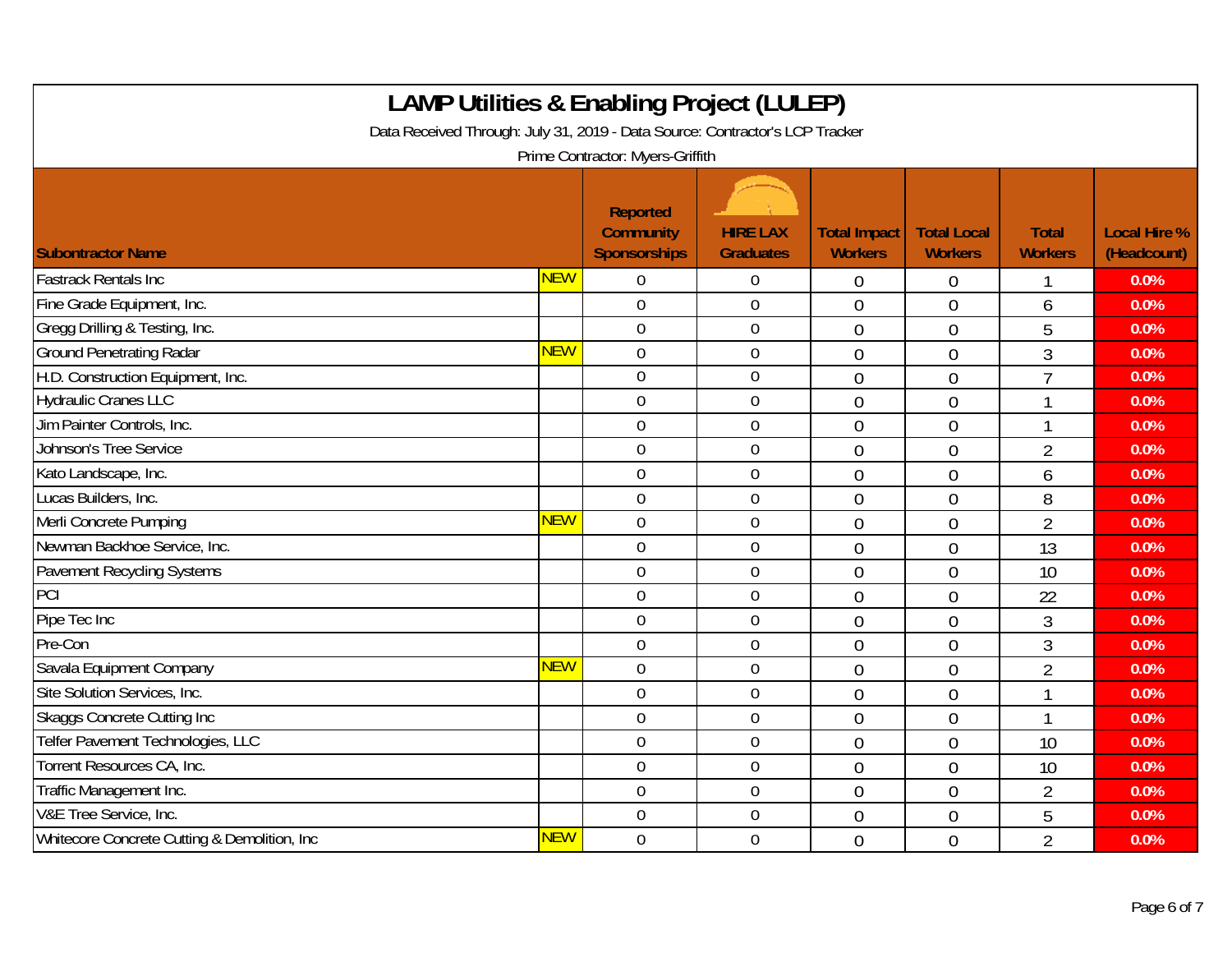# LAMP Utilities & Enabling Project (LULEP)

Data Received Through: July 31, 2019 - Data Source: Contractor's LCP Tracker

Prime Contractor: Myers-Griffith

| Subontractor Name | | Reported Community Sponsorships | HIRE LAX Graduates | Total Impact Workers | Total Local Workers | Total Workers | Local Hire % (Headcount) |
|---|---|---|---|---|---|---|---|
| Fastrack Rentals Inc | NEW | 0 | 0 | 0 | 0 | 1 | 0.0% |
| Fine Grade Equipment, Inc. | | 0 | 0 | 0 | 0 | 6 | 0.0% |
| Gregg Drilling & Testing, Inc. | | 0 | 0 | 0 | 0 | 5 | 0.0% |
| Ground Penetrating Radar | NEW | 0 | 0 | 0 | 0 | 3 | 0.0% |
| H.D. Construction Equipment, Inc. | | 0 | 0 | 0 | 0 | 7 | 0.0% |
| Hydraulic Cranes LLC | | 0 | 0 | 0 | 0 | 1 | 0.0% |
| Jim Painter Controls, Inc. | | 0 | 0 | 0 | 0 | 1 | 0.0% |
| Johnson's Tree Service | | 0 | 0 | 0 | 0 | 2 | 0.0% |
| Kato Landscape, Inc. | | 0 | 0 | 0 | 0 | 6 | 0.0% |
| Lucas Builders, Inc. | | 0 | 0 | 0 | 0 | 8 | 0.0% |
| Merli Concrete Pumping | NEW | 0 | 0 | 0 | 0 | 2 | 0.0% |
| Newman Backhoe Service, Inc. | | 0 | 0 | 0 | 0 | 13 | 0.0% |
| Pavement Recycling Systems | | 0 | 0 | 0 | 0 | 10 | 0.0% |
| PCI | | 0 | 0 | 0 | 0 | 22 | 0.0% |
| Pipe Tec Inc | | 0 | 0 | 0 | 0 | 3 | 0.0% |
| Pre-Con | | 0 | 0 | 0 | 0 | 3 | 0.0% |
| Savala Equipment Company | NEW | 0 | 0 | 0 | 0 | 2 | 0.0% |
| Site Solution Services, Inc. | | 0 | 0 | 0 | 0 | 1 | 0.0% |
| Skaggs Concrete Cutting Inc | | 0 | 0 | 0 | 0 | 1 | 0.0% |
| Telfer Pavement Technologies, LLC | | 0 | 0 | 0 | 0 | 10 | 0.0% |
| Torrent Resources CA, Inc. | | 0 | 0 | 0 | 0 | 10 | 0.0% |
| Traffic Management Inc. | | 0 | 0 | 0 | 0 | 2 | 0.0% |
| V&E Tree Service, Inc. | | 0 | 0 | 0 | 0 | 5 | 0.0% |
| Whitecore Concrete Cutting & Demolition, Inc | NEW | 0 | 0 | 0 | 0 | 2 | 0.0% |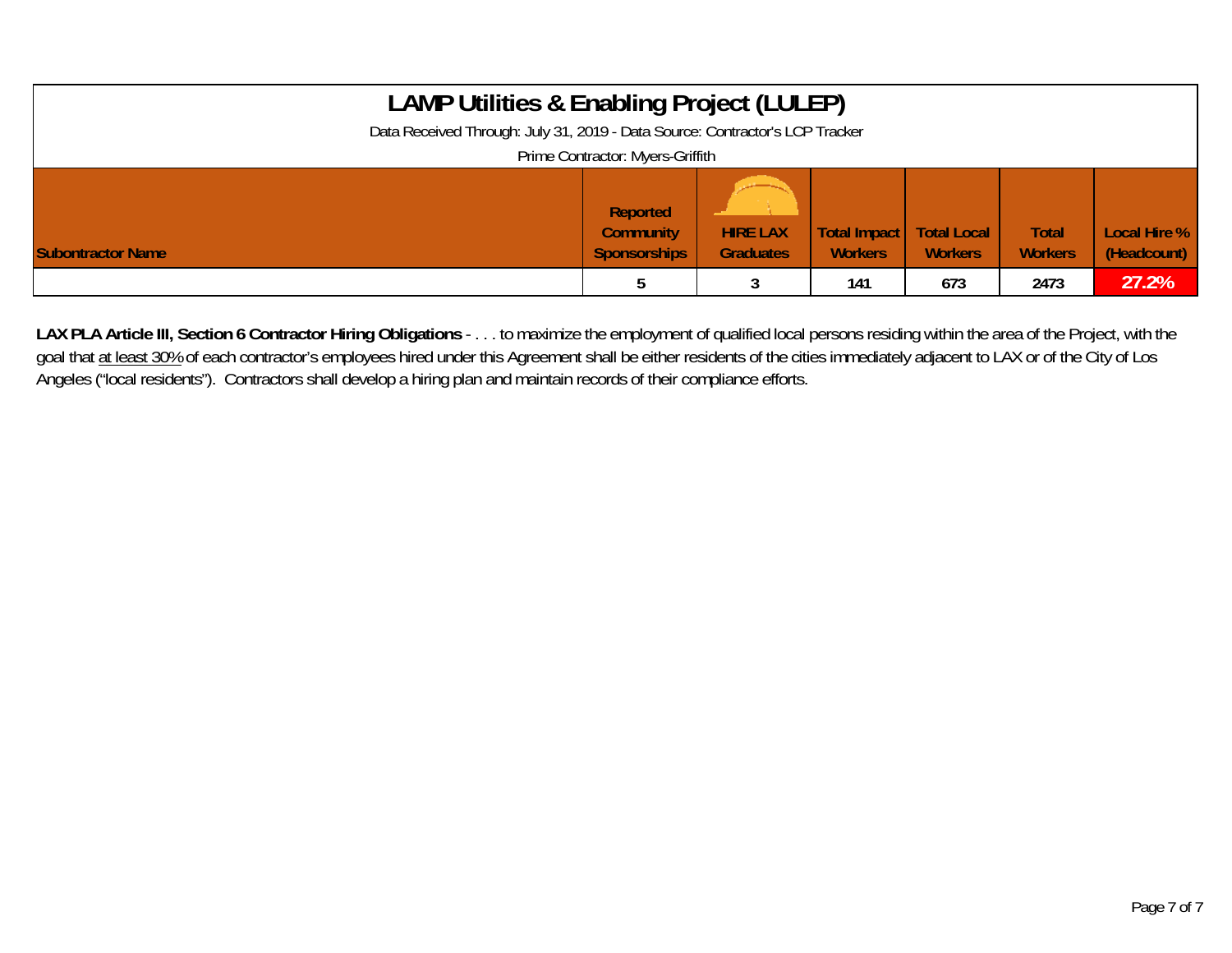# LAMP Utilities & Enabling Project (LULEP)

Data Received Through: July 31, 2019 - Data Source: Contractor's LCP Tracker

Prime Contractor: Myers-Griffith

| Subontractor Name | Reported Community Sponsorships | HIRE LAX Graduates | Total Impact Workers | Total Local Workers | Total Workers | Local Hire % (Headcount) |
|---|---|---|---|---|---|---|
| | 5 | 3 | 141 | 673 | 2473 | 27.2% |

**LAX PLA Article III, Section 6 Contractor Hiring Obligations** - . . . to maximize the employment of qualified local persons residing within the area of the Project, with the goal that at least 30% of each contractor's employees hired under this Agreement shall be either residents of the cities immediately adjacent to LAX or of the City of Los Angeles ("local residents"). Contractors shall develop a hiring plan and maintain records of their compliance efforts.